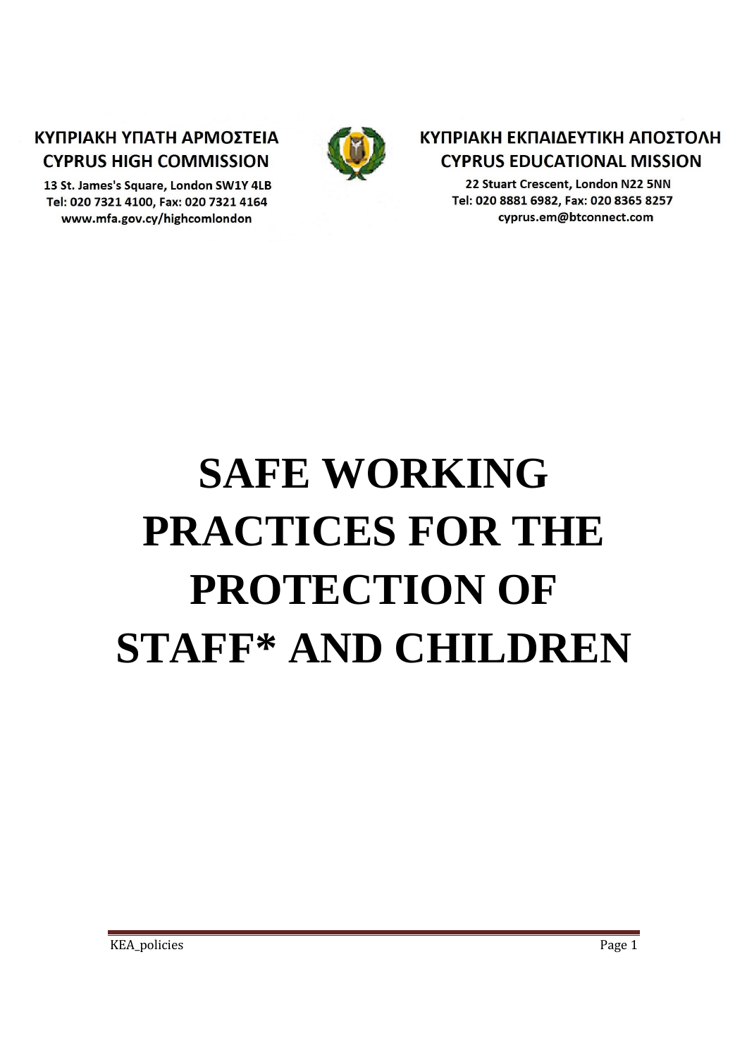**ΚΥΠΡΙΑΚΗ ΥΠΑΤΗ ΑΡΜΟΣΤΕΙΑ**
**CYPRUS HIGH COMMISSION**
13 St. James's Square, London SW1Y 4LB
Tel: 020 7321 4100, Fax: 020 7321 4164
www.mfa.gov.cy/highcomlondon

**ΚΥΠΡΙΑΚΗ ΕΚΠΑΙΔΕΥΤΙΚΗ ΑΠΟΣΤΟΛΗ**
**CYPRUS EDUCATIONAL MISSION**
22 Stuart Crescent, London N22 5NN
Tel: 020 8881 6982, Fax: 020 8365 8257
cyprus.em@btconnect.com

# SAFE WORKING PRACTICES FOR THE PROTECTION OF STAFF* AND CHILDREN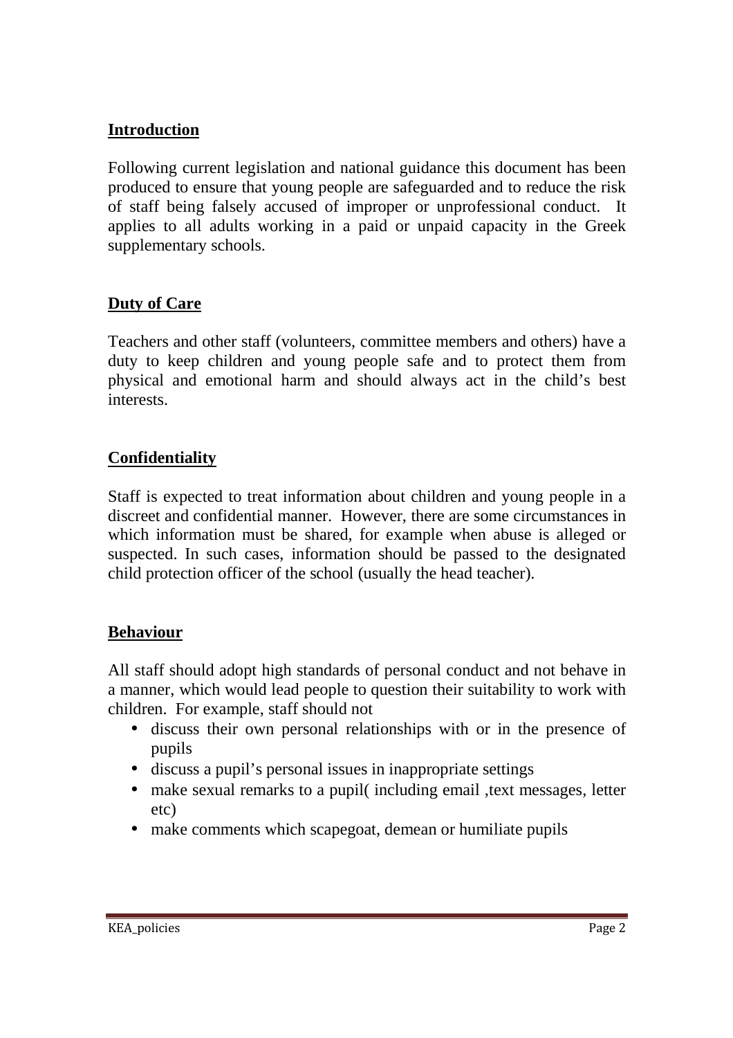## Introduction

Following current legislation and national guidance this document has been produced to ensure that young people are safeguarded and to reduce the risk of staff being falsely accused of improper or unprofessional conduct. It applies to all adults working in a paid or unpaid capacity in the Greek supplementary schools.

## Duty of Care

Teachers and other staff (volunteers, committee members and others) have a duty to keep children and young people safe and to protect them from physical and emotional harm and should always act in the child's best interests.

## Confidentiality

Staff is expected to treat information about children and young people in a discreet and confidential manner. However, there are some circumstances in which information must be shared, for example when abuse is alleged or suspected. In such cases, information should be passed to the designated child protection officer of the school (usually the head teacher).

## Behaviour

All staff should adopt high standards of personal conduct and not behave in a manner, which would lead people to question their suitability to work with children. For example, staff should not

- discuss their own personal relationships with or in the presence of pupils
- discuss a pupil's personal issues in inappropriate settings
- make sexual remarks to a pupil( including email ,text messages, letter etc)
- make comments which scapegoat, demean or humiliate pupils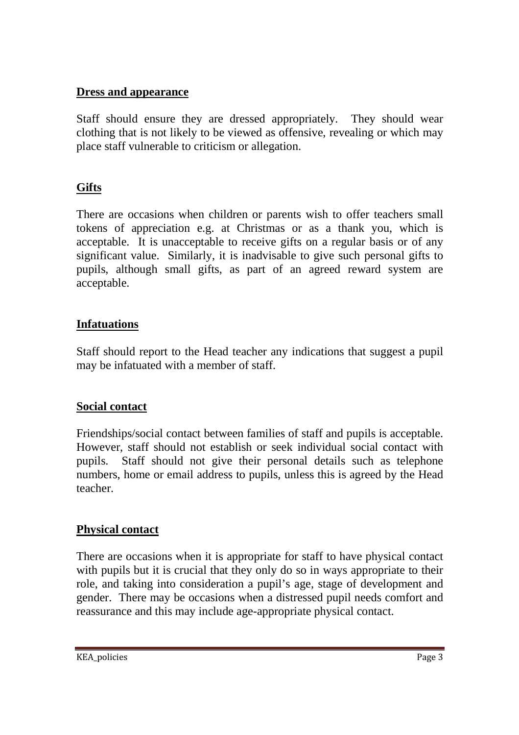**Dress and appearance**

Staff should ensure they are dressed appropriately. They should wear clothing that is not likely to be viewed as offensive, revealing or which may place staff vulnerable to criticism or allegation.

**Gifts**

There are occasions when children or parents wish to offer teachers small tokens of appreciation e.g. at Christmas or as a thank you, which is acceptable. It is unacceptable to receive gifts on a regular basis or of any significant value. Similarly, it is inadvisable to give such personal gifts to pupils, although small gifts, as part of an agreed reward system are acceptable.

**Infatuations**

Staff should report to the Head teacher any indications that suggest a pupil may be infatuated with a member of staff.

**Social contact**

Friendships/social contact between families of staff and pupils is acceptable. However, staff should not establish or seek individual social contact with pupils. Staff should not give their personal details such as telephone numbers, home or email address to pupils, unless this is agreed by the Head teacher.

**Physical contact**

There are occasions when it is appropriate for staff to have physical contact with pupils but it is crucial that they only do so in ways appropriate to their role, and taking into consideration a pupil's age, stage of development and gender. There may be occasions when a distressed pupil needs comfort and reassurance and this may include age-appropriate physical contact.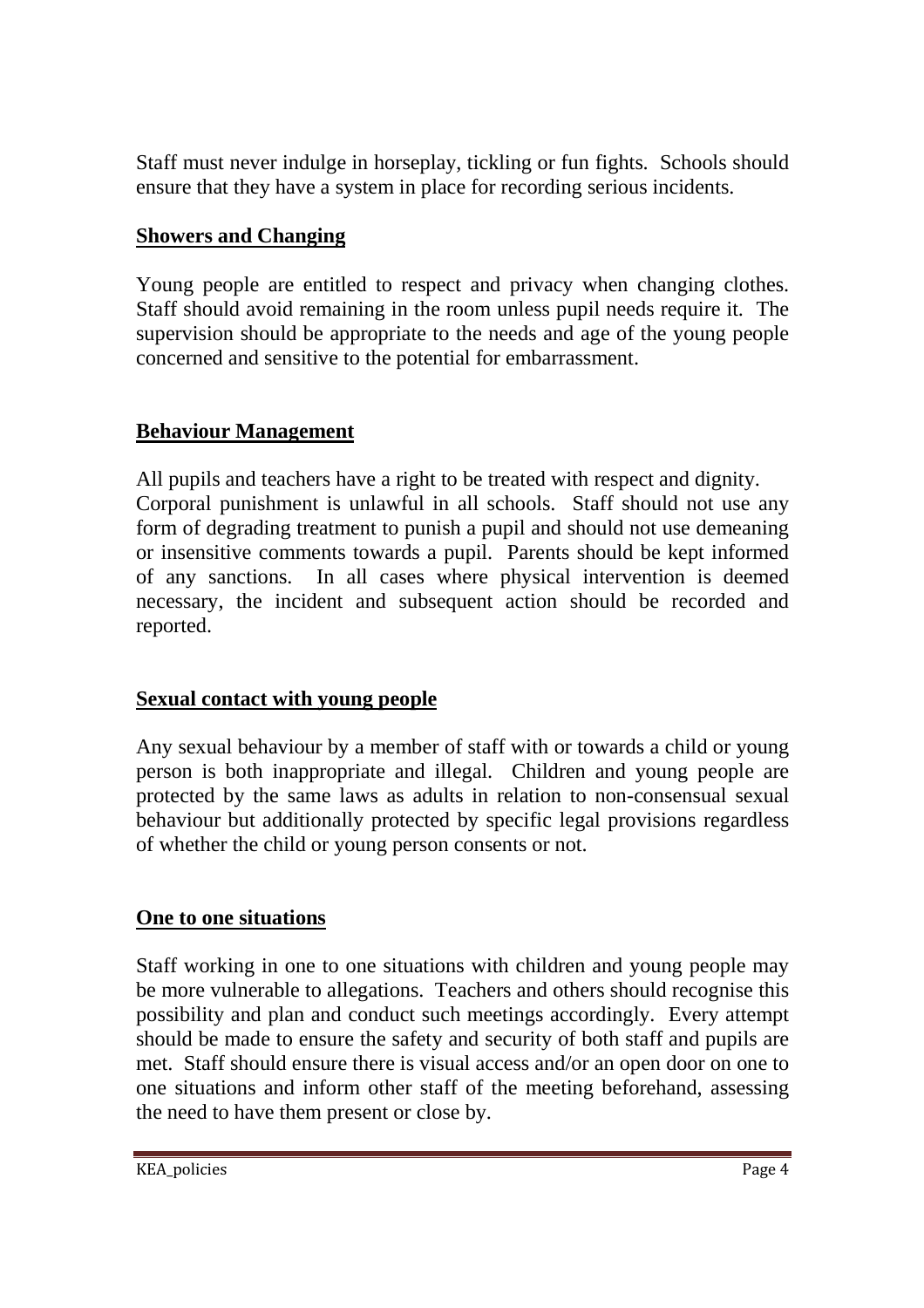Staff must never indulge in horseplay, tickling or fun fights. Schools should ensure that they have a system in place for recording serious incidents.

## Showers and Changing

Young people are entitled to respect and privacy when changing clothes. Staff should avoid remaining in the room unless pupil needs require it. The supervision should be appropriate to the needs and age of the young people concerned and sensitive to the potential for embarrassment.

## Behaviour Management

All pupils and teachers have a right to be treated with respect and dignity. Corporal punishment is unlawful in all schools. Staff should not use any form of degrading treatment to punish a pupil and should not use demeaning or insensitive comments towards a pupil. Parents should be kept informed of any sanctions. In all cases where physical intervention is deemed necessary, the incident and subsequent action should be recorded and reported.

## Sexual contact with young people

Any sexual behaviour by a member of staff with or towards a child or young person is both inappropriate and illegal. Children and young people are protected by the same laws as adults in relation to non-consensual sexual behaviour but additionally protected by specific legal provisions regardless of whether the child or young person consents or not.

## One to one situations

Staff working in one to one situations with children and young people may be more vulnerable to allegations. Teachers and others should recognise this possibility and plan and conduct such meetings accordingly. Every attempt should be made to ensure the safety and security of both staff and pupils are met. Staff should ensure there is visual access and/or an open door on one to one situations and inform other staff of the meeting beforehand, assessing the need to have them present or close by.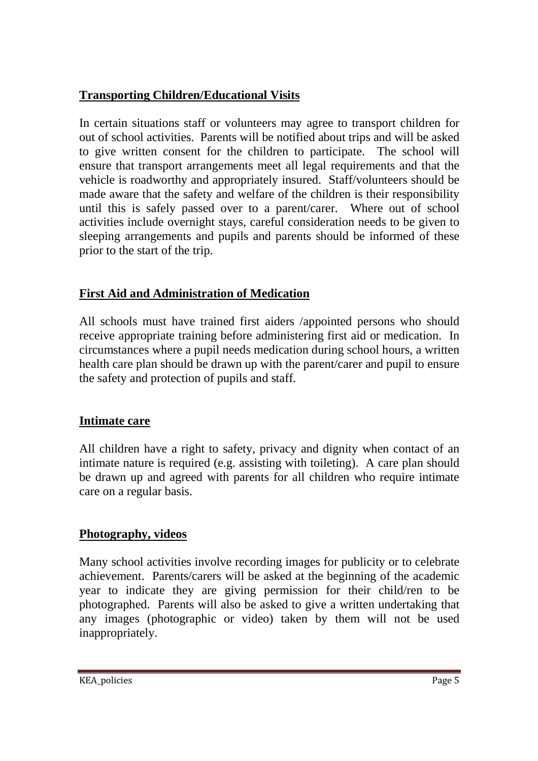## Transporting Children/Educational Visits

In certain situations staff or volunteers may agree to transport children for out of school activities. Parents will be notified about trips and will be asked to give written consent for the children to participate. The school will ensure that transport arrangements meet all legal requirements and that the vehicle is roadworthy and appropriately insured. Staff/volunteers should be made aware that the safety and welfare of the children is their responsibility until this is safely passed over to a parent/carer. Where out of school activities include overnight stays, careful consideration needs to be given to sleeping arrangements and pupils and parents should be informed of these prior to the start of the trip.

## First Aid and Administration of Medication

All schools must have trained first aiders /appointed persons who should receive appropriate training before administering first aid or medication. In circumstances where a pupil needs medication during school hours, a written health care plan should be drawn up with the parent/carer and pupil to ensure the safety and protection of pupils and staff.

## Intimate care

All children have a right to safety, privacy and dignity when contact of an intimate nature is required (e.g. assisting with toileting). A care plan should be drawn up and agreed with parents for all children who require intimate care on a regular basis.

## Photography, videos

Many school activities involve recording images for publicity or to celebrate achievement. Parents/carers will be asked at the beginning of the academic year to indicate they are giving permission for their child/ren to be photographed. Parents will also be asked to give a written undertaking that any images (photographic or video) taken by them will not be used inappropriately.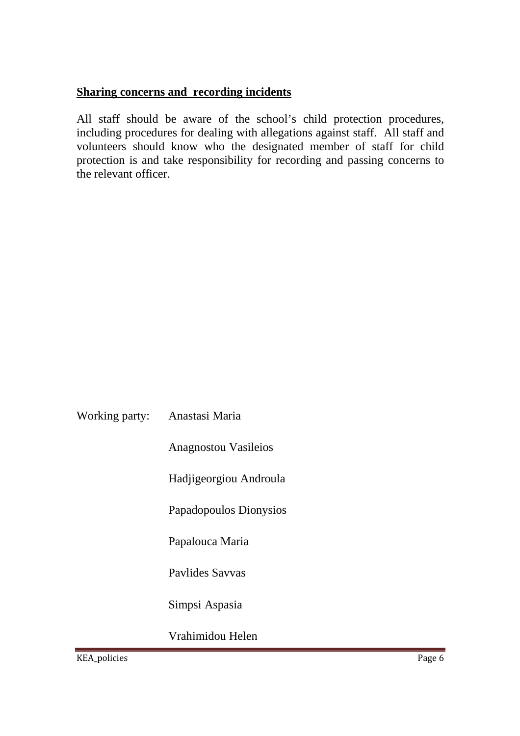## Sharing concerns and recording incidents

All staff should be aware of the school's child protection procedures, including procedures for dealing with allegations against staff. All staff and volunteers should know who the designated member of staff for child protection is and take responsibility for recording and passing concerns to the relevant officer.

Working party: Anastasi Maria

Anagnostou Vasileios

Hadjigeorgiou Androula

Papadopoulos Dionysios

Papalouca Maria

Pavlides Savvas

Simpsi Aspasia

Vrahimidou Helen